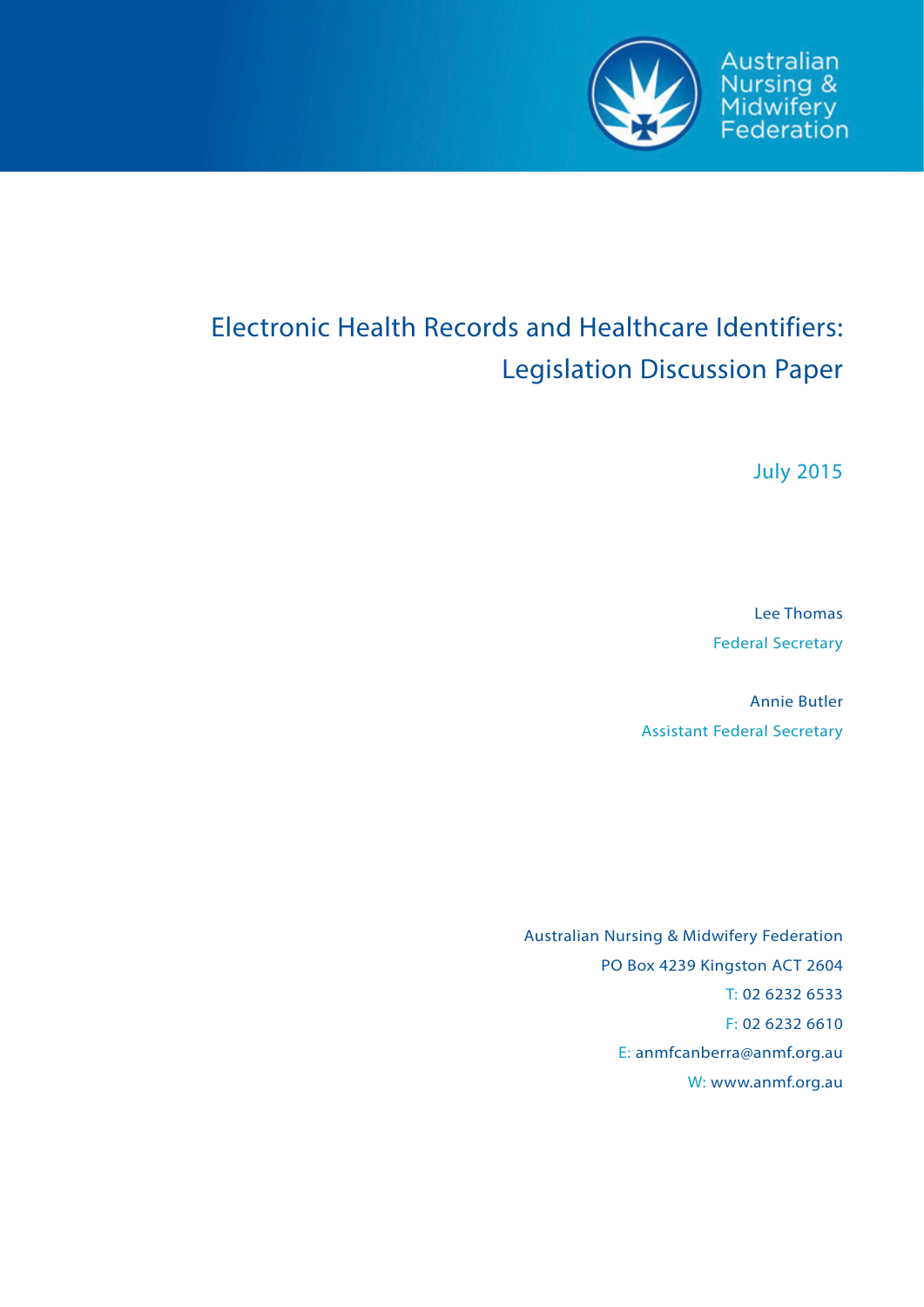Australian Nursing & Midwifery Federation

# Electronic Health Records and Healthcare Identifiers: Legislation Discussion Paper

July 2015

Lee Thomas
Federal Secretary

Annie Butler
Assistant Federal Secretary

Australian Nursing & Midwifery Federation
PO Box 4239 Kingston ACT 2604
T: 02 6232 6533
F: 02 6232 6610
E: anmfcanberra@anmf.org.au
W: www.anmf.org.au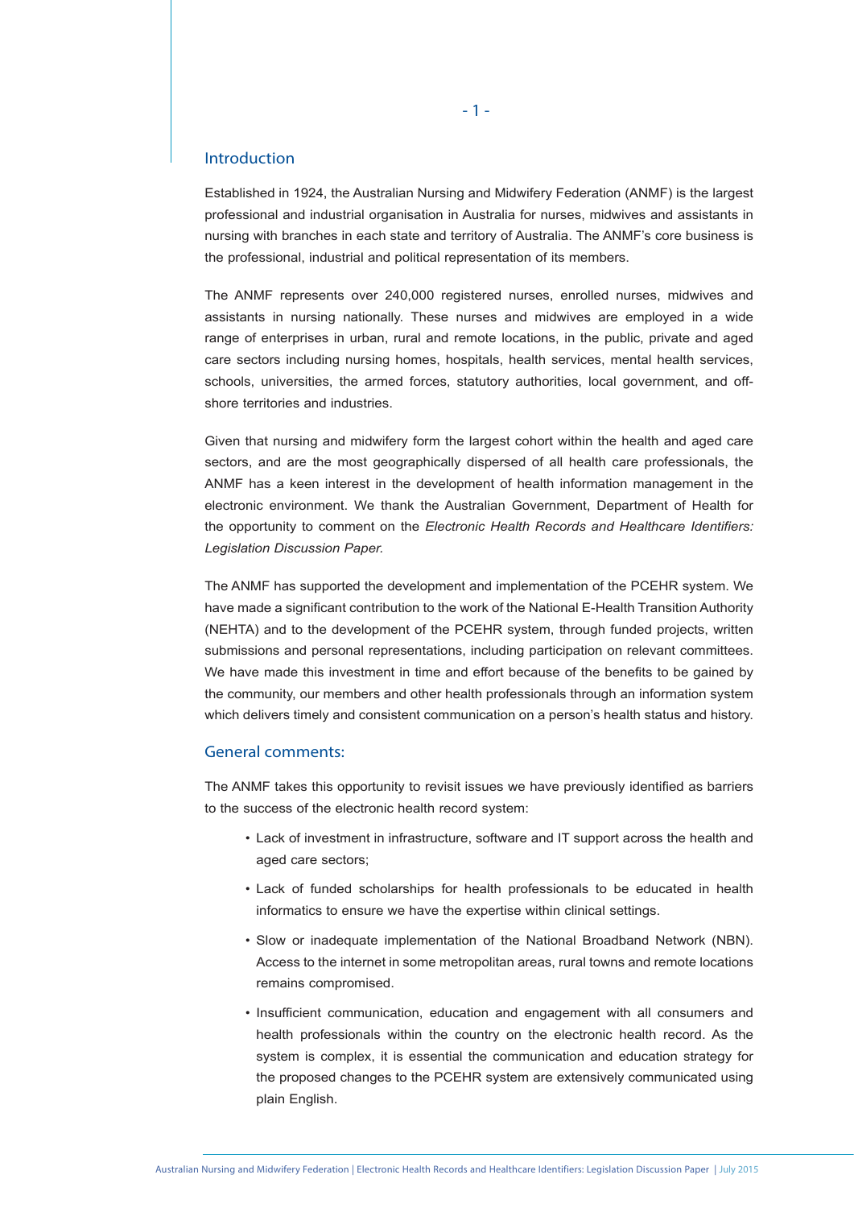## Introduction

Established in 1924, the Australian Nursing and Midwifery Federation (ANMF) is the largest professional and industrial organisation in Australia for nurses, midwives and assistants in nursing with branches in each state and territory of Australia. The ANMF's core business is the professional, industrial and political representation of its members.

The ANMF represents over 240,000 registered nurses, enrolled nurses, midwives and assistants in nursing nationally. These nurses and midwives are employed in a wide range of enterprises in urban, rural and remote locations, in the public, private and aged care sectors including nursing homes, hospitals, health services, mental health services, schools, universities, the armed forces, statutory authorities, local government, and off-shore territories and industries.

Given that nursing and midwifery form the largest cohort within the health and aged care sectors, and are the most geographically dispersed of all health care professionals, the ANMF has a keen interest in the development of health information management in the electronic environment. We thank the Australian Government, Department of Health for the opportunity to comment on the *Electronic Health Records and Healthcare Identifiers: Legislation Discussion Paper.*

The ANMF has supported the development and implementation of the PCEHR system. We have made a significant contribution to the work of the National E-Health Transition Authority (NEHTA) and to the development of the PCEHR system, through funded projects, written submissions and personal representations, including participation on relevant committees. We have made this investment in time and effort because of the benefits to be gained by the community, our members and other health professionals through an information system which delivers timely and consistent communication on a person's health status and history.

## General comments:

The ANMF takes this opportunity to revisit issues we have previously identified as barriers to the success of the electronic health record system:

- Lack of investment in infrastructure, software and IT support across the health and aged care sectors;
- Lack of funded scholarships for health professionals to be educated in health informatics to ensure we have the expertise within clinical settings.
- Slow or inadequate implementation of the National Broadband Network (NBN). Access to the internet in some metropolitan areas, rural towns and remote locations remains compromised.
- Insufficient communication, education and engagement with all consumers and health professionals within the country on the electronic health record. As the system is complex, it is essential the communication and education strategy for the proposed changes to the PCEHR system are extensively communicated using plain English.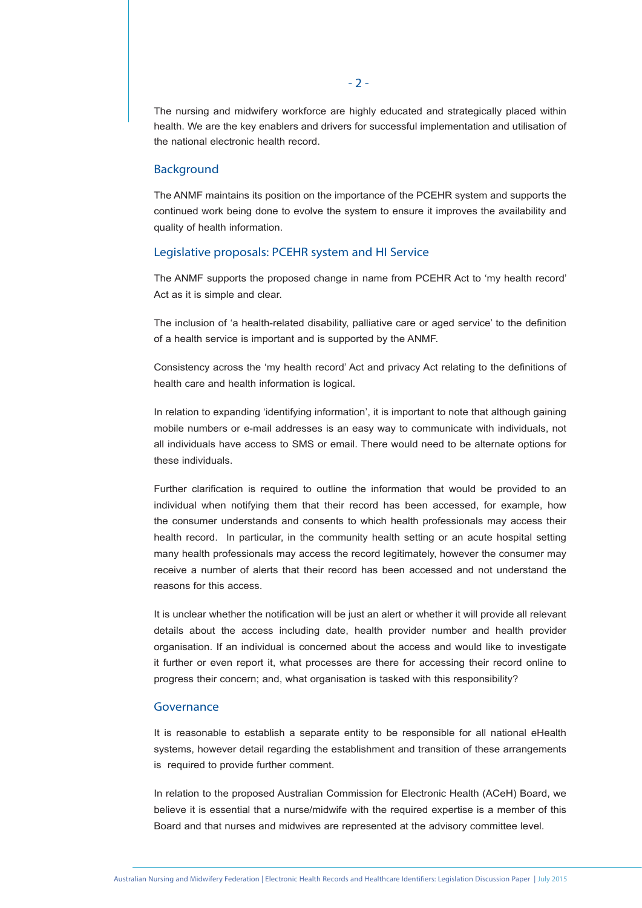The nursing and midwifery workforce are highly educated and strategically placed within health. We are the key enablers and drivers for successful implementation and utilisation of the national electronic health record.

## Background

The ANMF maintains its position on the importance of the PCEHR system and supports the continued work being done to evolve the system to ensure it improves the availability and quality of health information.

## Legislative proposals: PCEHR system and HI Service

The ANMF supports the proposed change in name from PCEHR Act to 'my health record' Act as it is simple and clear.

The inclusion of 'a health-related disability, palliative care or aged service' to the definition of a health service is important and is supported by the ANMF.

Consistency across the 'my health record' Act and privacy Act relating to the definitions of health care and health information is logical.

In relation to expanding 'identifying information', it is important to note that although gaining mobile numbers or e-mail addresses is an easy way to communicate with individuals, not all individuals have access to SMS or email. There would need to be alternate options for these individuals.

Further clarification is required to outline the information that would be provided to an individual when notifying them that their record has been accessed, for example, how the consumer understands and consents to which health professionals may access their health record. In particular, in the community health setting or an acute hospital setting many health professionals may access the record legitimately, however the consumer may receive a number of alerts that their record has been accessed and not understand the reasons for this access.

It is unclear whether the notification will be just an alert or whether it will provide all relevant details about the access including date, health provider number and health provider organisation. If an individual is concerned about the access and would like to investigate it further or even report it, what processes are there for accessing their record online to progress their concern; and, what organisation is tasked with this responsibility?

## Governance

It is reasonable to establish a separate entity to be responsible for all national eHealth systems, however detail regarding the establishment and transition of these arrangements is required to provide further comment.

In relation to the proposed Australian Commission for Electronic Health (ACeH) Board, we believe it is essential that a nurse/midwife with the required expertise is a member of this Board and that nurses and midwives are represented at the advisory committee level.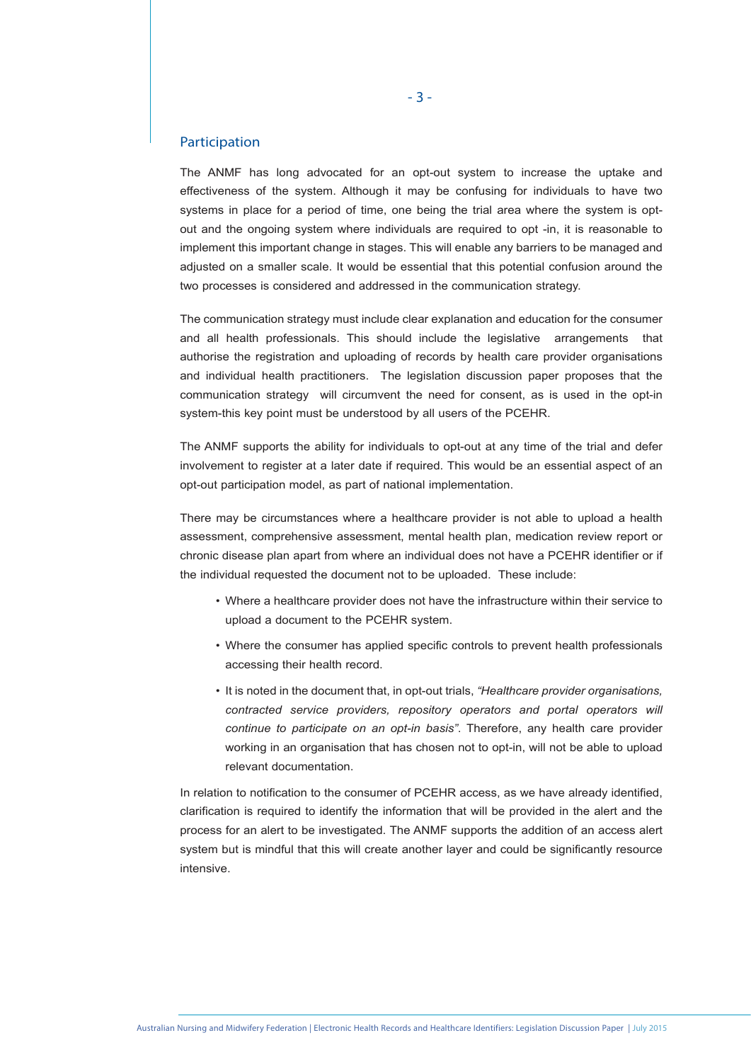## Participation

The ANMF has long advocated for an opt-out system to increase the uptake and effectiveness of the system. Although it may be confusing for individuals to have two systems in place for a period of time, one being the trial area where the system is opt-out and the ongoing system where individuals are required to opt -in, it is reasonable to implement this important change in stages. This will enable any barriers to be managed and adjusted on a smaller scale. It would be essential that this potential confusion around the two processes is considered and addressed in the communication strategy.

The communication strategy must include clear explanation and education for the consumer and all health professionals. This should include the legislative arrangements that authorise the registration and uploading of records by health care provider organisations and individual health practitioners. The legislation discussion paper proposes that the communication strategy will circumvent the need for consent, as is used in the opt-in system-this key point must be understood by all users of the PCEHR.

The ANMF supports the ability for individuals to opt-out at any time of the trial and defer involvement to register at a later date if required. This would be an essential aspect of an opt-out participation model, as part of national implementation.

There may be circumstances where a healthcare provider is not able to upload a health assessment, comprehensive assessment, mental health plan, medication review report or chronic disease plan apart from where an individual does not have a PCEHR identifier or if the individual requested the document not to be uploaded. These include:

- Where a healthcare provider does not have the infrastructure within their service to upload a document to the PCEHR system.
- Where the consumer has applied specific controls to prevent health professionals accessing their health record.
- It is noted in the document that, in opt-out trials, *"Healthcare provider organisations, contracted service providers, repository operators and portal operators will continue to participate on an opt-in basis"*. Therefore, any health care provider working in an organisation that has chosen not to opt-in, will not be able to upload relevant documentation.

In relation to notification to the consumer of PCEHR access, as we have already identified, clarification is required to identify the information that will be provided in the alert and the process for an alert to be investigated. The ANMF supports the addition of an access alert system but is mindful that this will create another layer and could be significantly resource intensive.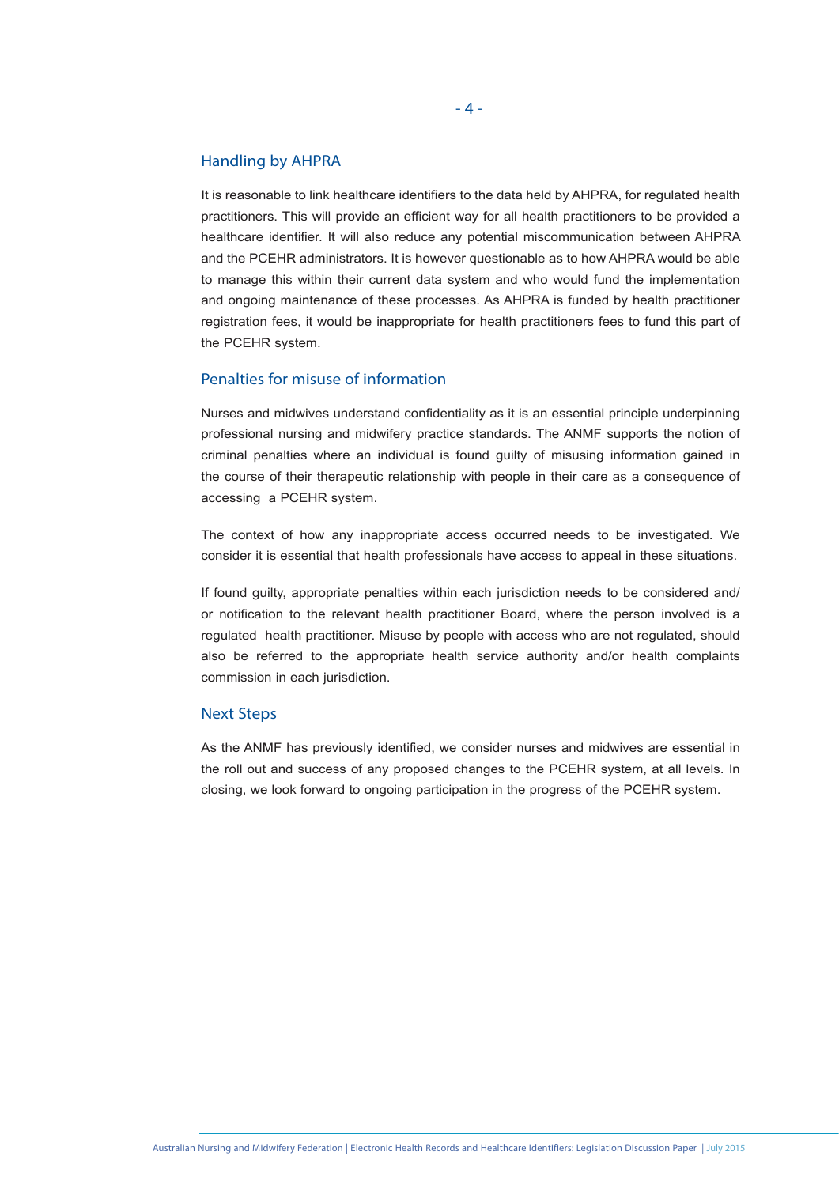## Handling by AHPRA

It is reasonable to link healthcare identifiers to the data held by AHPRA, for regulated health practitioners. This will provide an efficient way for all health practitioners to be provided a healthcare identifier. It will also reduce any potential miscommunication between AHPRA and the PCEHR administrators. It is however questionable as to how AHPRA would be able to manage this within their current data system and who would fund the implementation and ongoing maintenance of these processes. As AHPRA is funded by health practitioner registration fees, it would be inappropriate for health practitioners fees to fund this part of the PCEHR system.

## Penalties for misuse of information

Nurses and midwives understand confidentiality as it is an essential principle underpinning professional nursing and midwifery practice standards. The ANMF supports the notion of criminal penalties where an individual is found guilty of misusing information gained in the course of their therapeutic relationship with people in their care as a consequence of accessing a PCEHR system.

The context of how any inappropriate access occurred needs to be investigated. We consider it is essential that health professionals have access to appeal in these situations.

If found guilty, appropriate penalties within each jurisdiction needs to be considered and/or notification to the relevant health practitioner Board, where the person involved is a regulated health practitioner. Misuse by people with access who are not regulated, should also be referred to the appropriate health service authority and/or health complaints commission in each jurisdiction.

## Next Steps

As the ANMF has previously identified, we consider nurses and midwives are essential in the roll out and success of any proposed changes to the PCEHR system, at all levels. In closing, we look forward to ongoing participation in the progress of the PCEHR system.